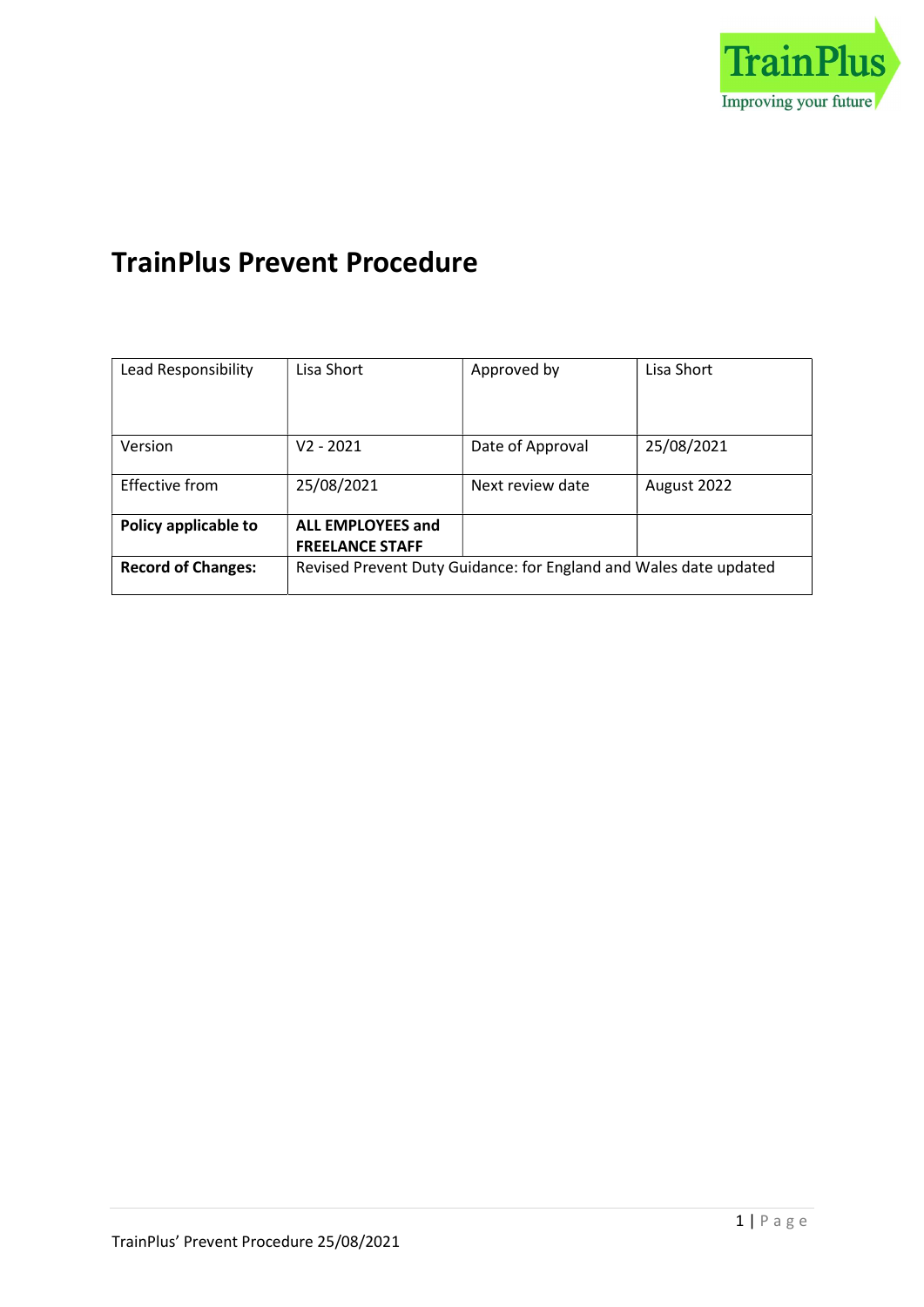TrainPlus
Improving your future

# TrainPlus Prevent Procedure

| Lead Responsibility | Lisa Short | Approved by | Lisa Short |
|---|---|---|---|
| Version | V2 - 2021 | Date of Approval | 25/08/2021 |
| Effective from | 25/08/2021 | Next review date | August 2022 |
| **Policy applicable to** | **ALL EMPLOYEES and FREELANCE STAFF** | | |
| **Record of Changes:** | Revised Prevent Duty Guidance: for England and Wales date updated | | |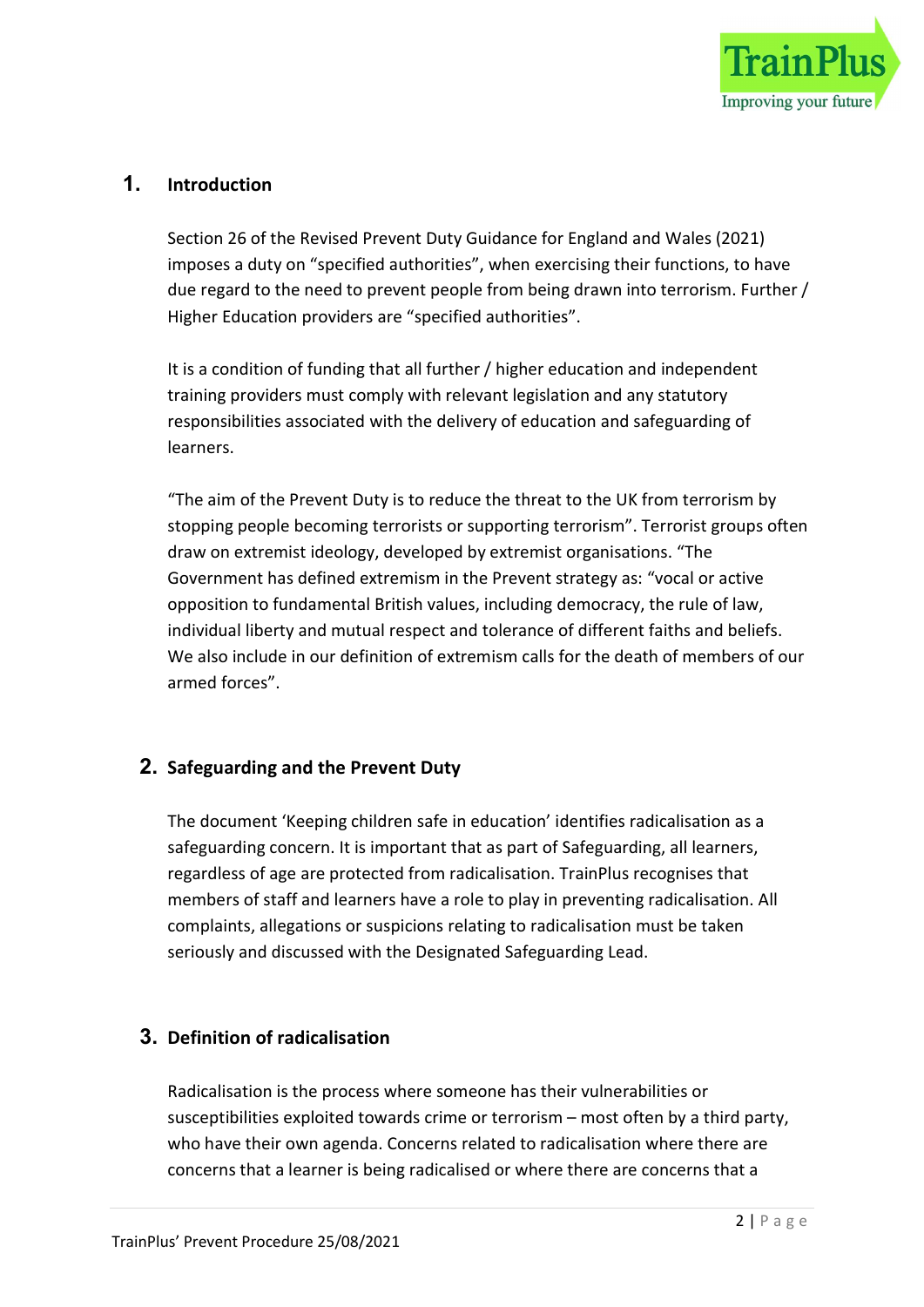## 1. Introduction

Section 26 of the Revised Prevent Duty Guidance for England and Wales (2021) imposes a duty on "specified authorities", when exercising their functions, to have due regard to the need to prevent people from being drawn into terrorism. Further / Higher Education providers are "specified authorities".

It is a condition of funding that all further / higher education and independent training providers must comply with relevant legislation and any statutory responsibilities associated with the delivery of education and safeguarding of learners.

"The aim of the Prevent Duty is to reduce the threat to the UK from terrorism by stopping people becoming terrorists or supporting terrorism". Terrorist groups often draw on extremist ideology, developed by extremist organisations. "The Government has defined extremism in the Prevent strategy as: "vocal or active opposition to fundamental British values, including democracy, the rule of law, individual liberty and mutual respect and tolerance of different faiths and beliefs. We also include in our definition of extremism calls for the death of members of our armed forces".

## 2. Safeguarding and the Prevent Duty

The document 'Keeping children safe in education' identifies radicalisation as a safeguarding concern. It is important that as part of Safeguarding, all learners, regardless of age are protected from radicalisation. TrainPlus recognises that members of staff and learners have a role to play in preventing radicalisation. All complaints, allegations or suspicions relating to radicalisation must be taken seriously and discussed with the Designated Safeguarding Lead.

## 3. Definition of radicalisation

Radicalisation is the process where someone has their vulnerabilities or susceptibilities exploited towards crime or terrorism – most often by a third party, who have their own agenda. Concerns related to radicalisation where there are concerns that a learner is being radicalised or where there are concerns that a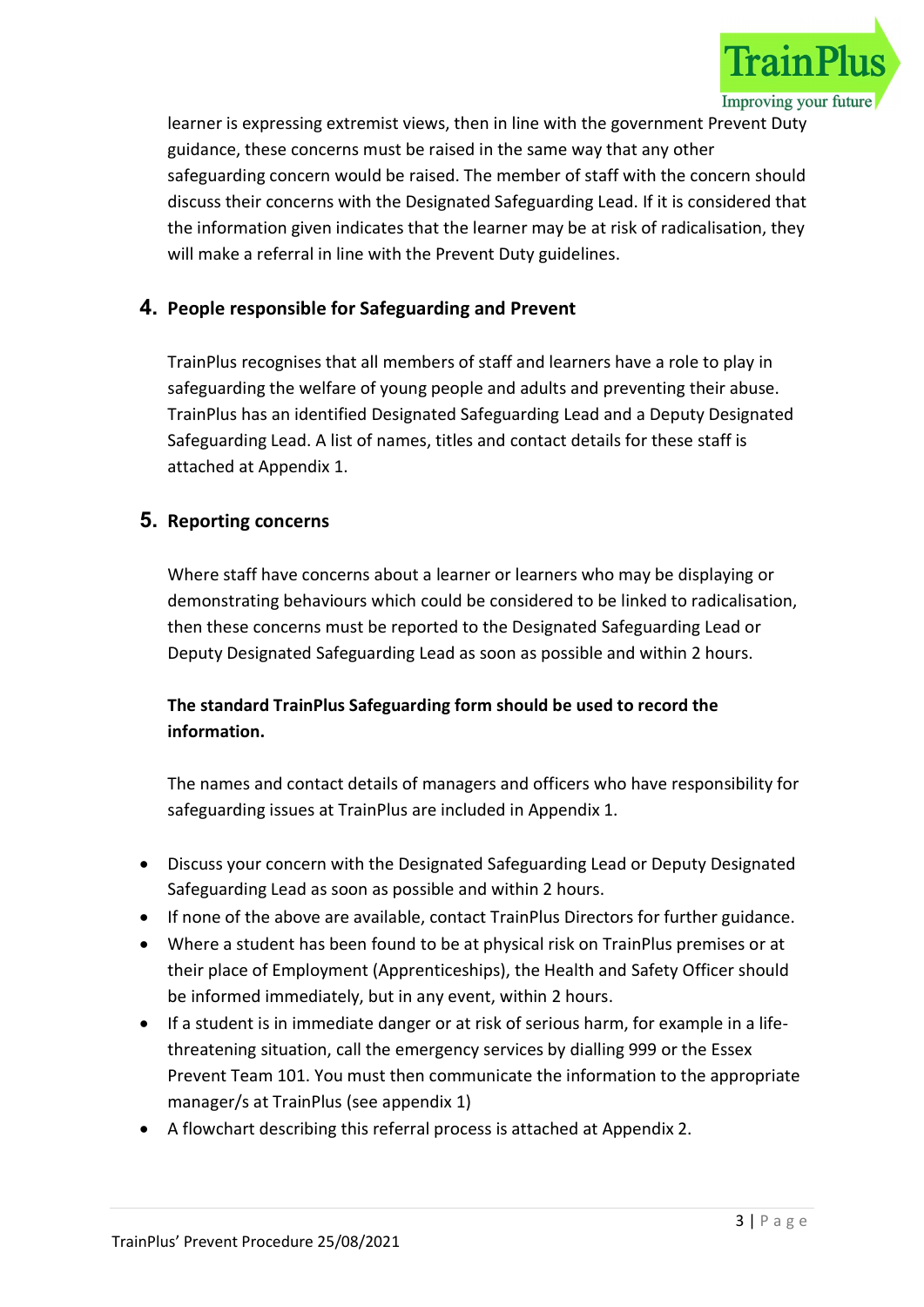learner is expressing extremist views, then in line with the government Prevent Duty guidance, these concerns must be raised in the same way that any other safeguarding concern would be raised. The member of staff with the concern should discuss their concerns with the Designated Safeguarding Lead. If it is considered that the information given indicates that the learner may be at risk of radicalisation, they will make a referral in line with the Prevent Duty guidelines.

## 4. People responsible for Safeguarding and Prevent

TrainPlus recognises that all members of staff and learners have a role to play in safeguarding the welfare of young people and adults and preventing their abuse. TrainPlus has an identified Designated Safeguarding Lead and a Deputy Designated Safeguarding Lead. A list of names, titles and contact details for these staff is attached at Appendix 1.

## 5. Reporting concerns

Where staff have concerns about a learner or learners who may be displaying or demonstrating behaviours which could be considered to be linked to radicalisation, then these concerns must be reported to the Designated Safeguarding Lead or Deputy Designated Safeguarding Lead as soon as possible and within 2 hours.

**The standard TrainPlus Safeguarding form should be used to record the information.**

The names and contact details of managers and officers who have responsibility for safeguarding issues at TrainPlus are included in Appendix 1.

- Discuss your concern with the Designated Safeguarding Lead or Deputy Designated Safeguarding Lead as soon as possible and within 2 hours.
- If none of the above are available, contact TrainPlus Directors for further guidance.
- Where a student has been found to be at physical risk on TrainPlus premises or at their place of Employment (Apprenticeships), the Health and Safety Officer should be informed immediately, but in any event, within 2 hours.
- If a student is in immediate danger or at risk of serious harm, for example in a life-threatening situation, call the emergency services by dialling 999 or the Essex Prevent Team 101. You must then communicate the information to the appropriate manager/s at TrainPlus (see appendix 1)
- A flowchart describing this referral process is attached at Appendix 2.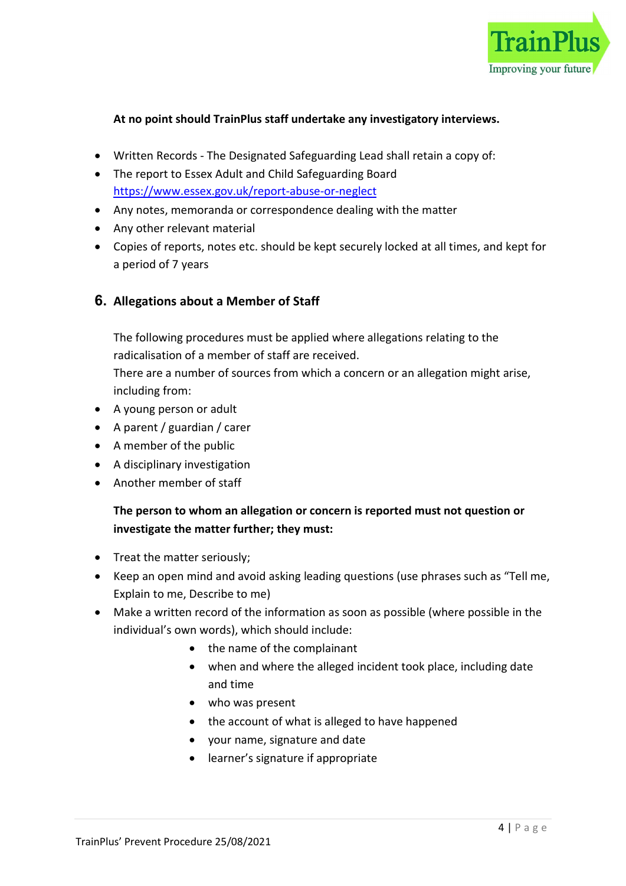**At no point should TrainPlus staff undertake any investigatory interviews.**

- Written Records - The Designated Safeguarding Lead shall retain a copy of:
- The report to Essex Adult and Child Safeguarding Board https://www.essex.gov.uk/report-abuse-or-neglect
- Any notes, memoranda or correspondence dealing with the matter
- Any other relevant material
- Copies of reports, notes etc. should be kept securely locked at all times, and kept for a period of 7 years

## 6. Allegations about a Member of Staff

The following procedures must be applied where allegations relating to the radicalisation of a member of staff are received.
There are a number of sources from which a concern or an allegation might arise, including from:

- A young person or adult
- A parent / guardian / carer
- A member of the public
- A disciplinary investigation
- Another member of staff

**The person to whom an allegation or concern is reported must not question or investigate the matter further; they must:**

- Treat the matter seriously;
- Keep an open mind and avoid asking leading questions (use phrases such as "Tell me, Explain to me, Describe to me)
- Make a written record of the information as soon as possible (where possible in the individual's own words), which should include:
  - the name of the complainant
  - when and where the alleged incident took place, including date and time
  - who was present
  - the account of what is alleged to have happened
  - your name, signature and date
  - learner's signature if appropriate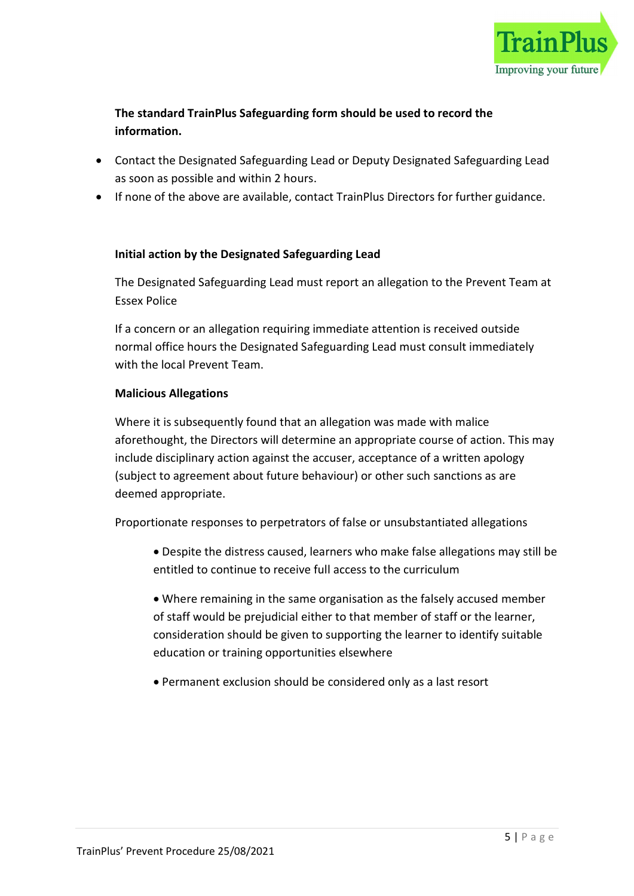**The standard TrainPlus Safeguarding form should be used to record the information.**

- Contact the Designated Safeguarding Lead or Deputy Designated Safeguarding Lead as soon as possible and within 2 hours.
- If none of the above are available, contact TrainPlus Directors for further guidance.

**Initial action by the Designated Safeguarding Lead**

The Designated Safeguarding Lead must report an allegation to the Prevent Team at Essex Police

If a concern or an allegation requiring immediate attention is received outside normal office hours the Designated Safeguarding Lead must consult immediately with the local Prevent Team.

**Malicious Allegations**

Where it is subsequently found that an allegation was made with malice aforethought, the Directors will determine an appropriate course of action. This may include disciplinary action against the accuser, acceptance of a written apology (subject to agreement about future behaviour) or other such sanctions as are deemed appropriate.

Proportionate responses to perpetrators of false or unsubstantiated allegations

- Despite the distress caused, learners who make false allegations may still be entitled to continue to receive full access to the curriculum
- Where remaining in the same organisation as the falsely accused member of staff would be prejudicial either to that member of staff or the learner, consideration should be given to supporting the learner to identify suitable education or training opportunities elsewhere
- Permanent exclusion should be considered only as a last resort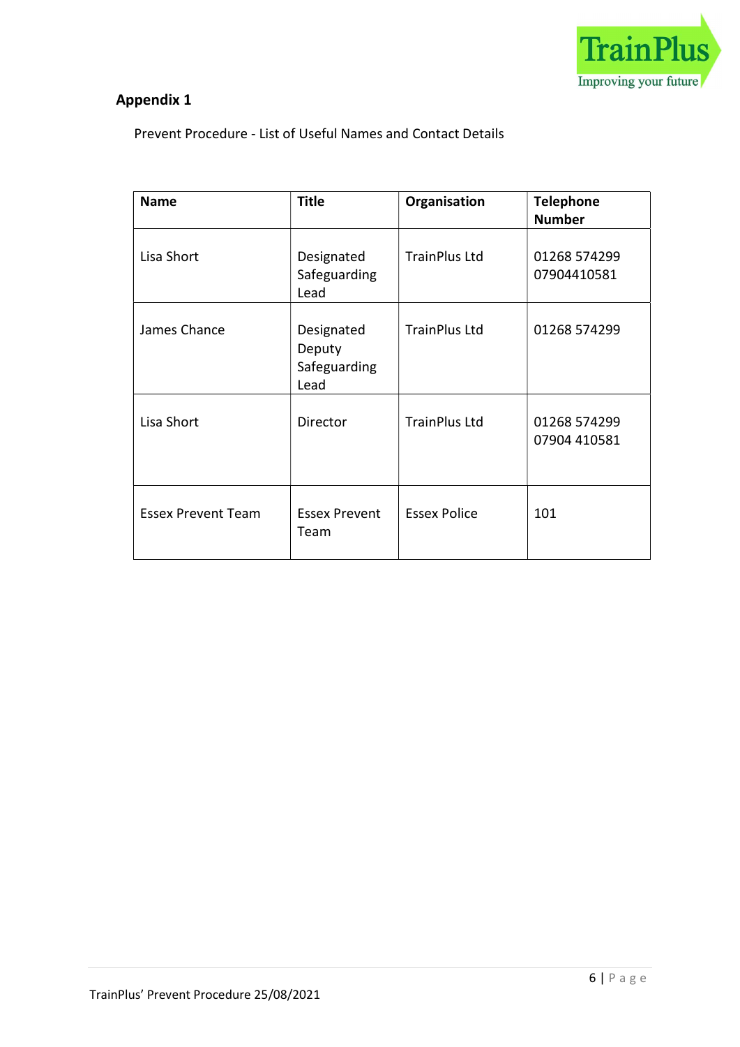## Appendix 1

Prevent Procedure - List of Useful Names and Contact Details

| Name | Title | Organisation | Telephone Number |
|---|---|---|---|
| Lisa Short | Designated Safeguarding Lead | TrainPlus Ltd | 01268 574299<br>07904410581 |
| James Chance | Designated Deputy Safeguarding Lead | TrainPlus Ltd | 01268 574299 |
| Lisa Short | Director | TrainPlus Ltd | 01268 574299<br>07904 410581 |
| Essex Prevent Team | Essex Prevent Team | Essex Police | 101 |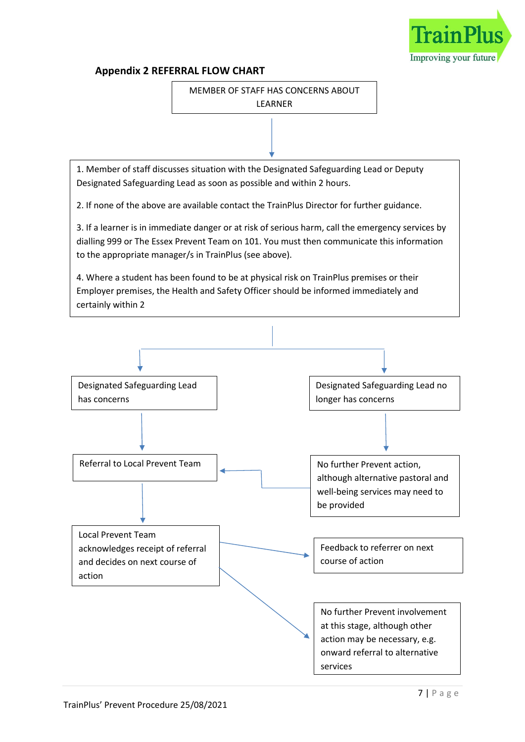## Appendix 2 REFERRAL FLOW CHART

MEMBER OF STAFF HAS CONCERNS ABOUT LEARNER

1. Member of staff discusses situation with the Designated Safeguarding Lead or Deputy Designated Safeguarding Lead as soon as possible and within 2 hours.

2. If none of the above are available contact the TrainPlus Director for further guidance.

3. If a learner is in immediate danger or at risk of serious harm, call the emergency services by dialling 999 or The Essex Prevent Team on 101. You must then communicate this information to the appropriate manager/s in TrainPlus (see above).

4. Where a student has been found to be at physical risk on TrainPlus premises or their Employer premises, the Health and Safety Officer should be informed immediately and certainly within 2

Designated Safeguarding Lead has concerns

Designated Safeguarding Lead no longer has concerns

Referral to Local Prevent Team

No further Prevent action, although alternative pastoral and well-being services may need to be provided

Local Prevent Team acknowledges receipt of referral and decides on next course of action

Feedback to referrer on next course of action

No further Prevent involvement at this stage, although other action may be necessary, e.g. onward referral to alternative services

TrainPlus' Prevent Procedure 25/08/2021